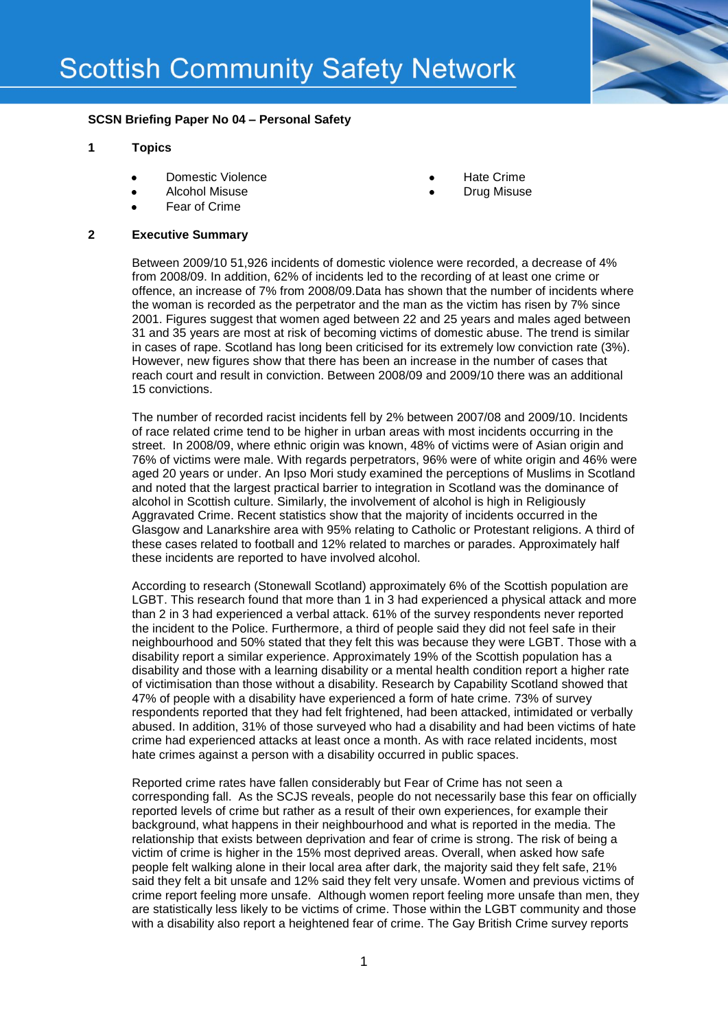# Scottish Community Safety Network

**SCSN Briefing Paper No 04 – Personal Safety**

## 1 Topics

- Domestic Violence
- Alcohol Misuse
- Fear of Crime
- Hate Crime
- Drug Misuse

## 2 Executive Summary

Between 2009/10 51,926 incidents of domestic violence were recorded, a decrease of 4% from 2008/09. In addition, 62% of incidents led to the recording of at least one crime or offence, an increase of 7% from 2008/09.Data has shown that the number of incidents where the woman is recorded as the perpetrator and the man as the victim has risen by 7% since 2001. Figures suggest that women aged between 22 and 25 years and males aged between 31 and 35 years are most at risk of becoming victims of domestic abuse. The trend is similar in cases of rape. Scotland has long been criticised for its extremely low conviction rate (3%). However, new figures show that there has been an increase in the number of cases that reach court and result in conviction. Between 2008/09 and 2009/10 there was an additional 15 convictions.

The number of recorded racist incidents fell by 2% between 2007/08 and 2009/10. Incidents of race related crime tend to be higher in urban areas with most incidents occurring in the street. In 2008/09, where ethnic origin was known, 48% of victims were of Asian origin and 76% of victims were male. With regards perpetrators, 96% were of white origin and 46% were aged 20 years or under. An Ipso Mori study examined the perceptions of Muslims in Scotland and noted that the largest practical barrier to integration in Scotland was the dominance of alcohol in Scottish culture. Similarly, the involvement of alcohol is high in Religiously Aggravated Crime. Recent statistics show that the majority of incidents occurred in the Glasgow and Lanarkshire area with 95% relating to Catholic or Protestant religions. A third of these cases related to football and 12% related to marches or parades. Approximately half these incidents are reported to have involved alcohol.

According to research (Stonewall Scotland) approximately 6% of the Scottish population are LGBT. This research found that more than 1 in 3 had experienced a physical attack and more than 2 in 3 had experienced a verbal attack. 61% of the survey respondents never reported the incident to the Police. Furthermore, a third of people said they did not feel safe in their neighbourhood and 50% stated that they felt this was because they were LGBT. Those with a disability report a similar experience. Approximately 19% of the Scottish population has a disability and those with a learning disability or a mental health condition report a higher rate of victimisation than those without a disability. Research by Capability Scotland showed that 47% of people with a disability have experienced a form of hate crime. 73% of survey respondents reported that they had felt frightened, had been attacked, intimidated or verbally abused. In addition, 31% of those surveyed who had a disability and had been victims of hate crime had experienced attacks at least once a month. As with race related incidents, most hate crimes against a person with a disability occurred in public spaces.

Reported crime rates have fallen considerably but Fear of Crime has not seen a corresponding fall. As the SCJS reveals, people do not necessarily base this fear on officially reported levels of crime but rather as a result of their own experiences, for example their background, what happens in their neighbourhood and what is reported in the media. The relationship that exists between deprivation and fear of crime is strong. The risk of being a victim of crime is higher in the 15% most deprived areas. Overall, when asked how safe people felt walking alone in their local area after dark, the majority said they felt safe, 21% said they felt a bit unsafe and 12% said they felt very unsafe. Women and previous victims of crime report feeling more unsafe. Although women report feeling more unsafe than men, they are statistically less likely to be victims of crime. Those within the LGBT community and those with a disability also report a heightened fear of crime. The Gay British Crime survey reports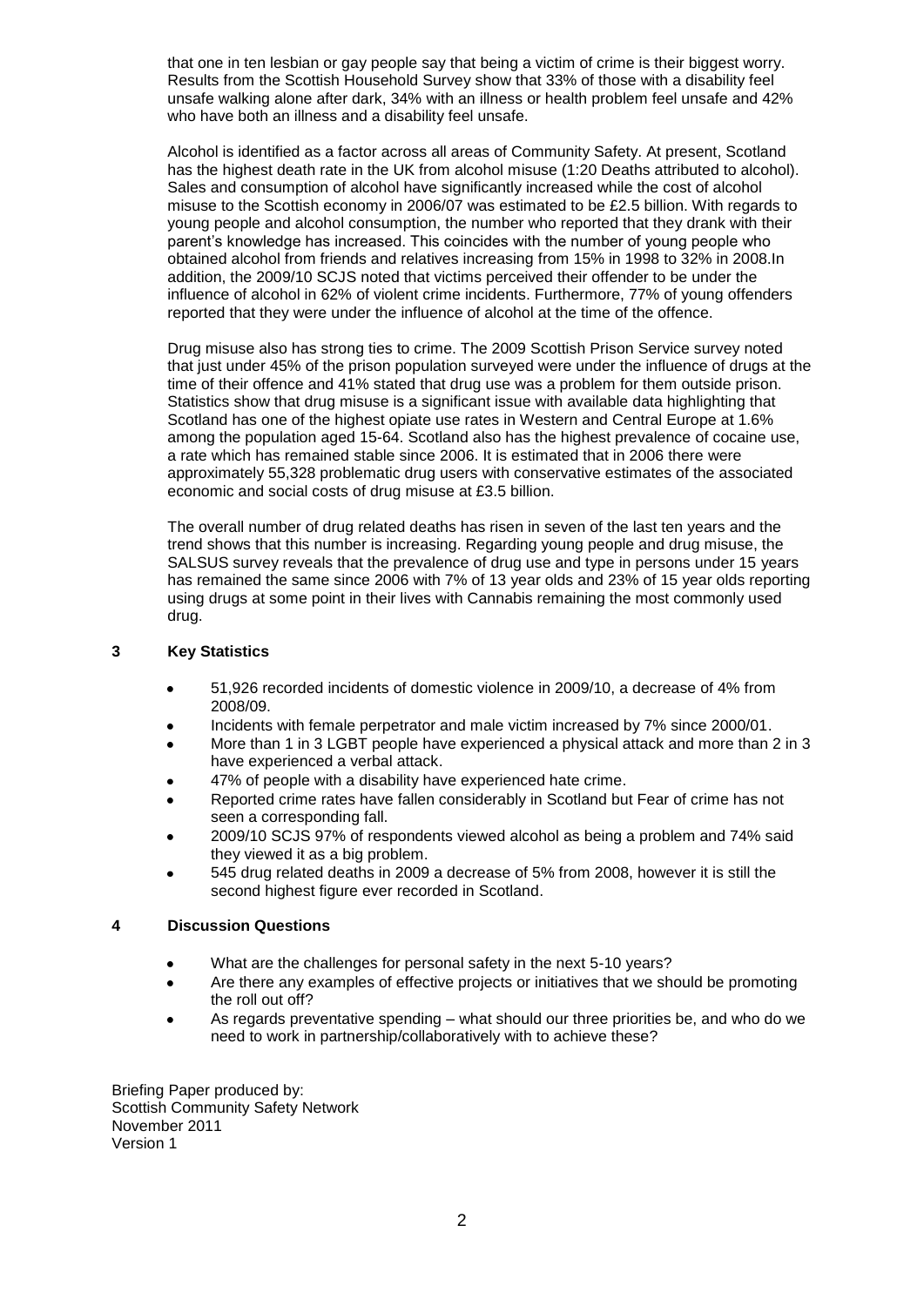that one in ten lesbian or gay people say that being a victim of crime is their biggest worry. Results from the Scottish Household Survey show that 33% of those with a disability feel unsafe walking alone after dark, 34% with an illness or health problem feel unsafe and 42% who have both an illness and a disability feel unsafe.

Alcohol is identified as a factor across all areas of Community Safety. At present, Scotland has the highest death rate in the UK from alcohol misuse (1:20 Deaths attributed to alcohol). Sales and consumption of alcohol have significantly increased while the cost of alcohol misuse to the Scottish economy in 2006/07 was estimated to be £2.5 billion. With regards to young people and alcohol consumption, the number who reported that they drank with their parent's knowledge has increased. This coincides with the number of young people who obtained alcohol from friends and relatives increasing from 15% in 1998 to 32% in 2008.In addition, the 2009/10 SCJS noted that victims perceived their offender to be under the influence of alcohol in 62% of violent crime incidents. Furthermore, 77% of young offenders reported that they were under the influence of alcohol at the time of the offence.

Drug misuse also has strong ties to crime. The 2009 Scottish Prison Service survey noted that just under 45% of the prison population surveyed were under the influence of drugs at the time of their offence and 41% stated that drug use was a problem for them outside prison. Statistics show that drug misuse is a significant issue with available data highlighting that Scotland has one of the highest opiate use rates in Western and Central Europe at 1.6% among the population aged 15-64. Scotland also has the highest prevalence of cocaine use, a rate which has remained stable since 2006. It is estimated that in 2006 there were approximately 55,328 problematic drug users with conservative estimates of the associated economic and social costs of drug misuse at £3.5 billion.

The overall number of drug related deaths has risen in seven of the last ten years and the trend shows that this number is increasing. Regarding young people and drug misuse, the SALSUS survey reveals that the prevalence of drug use and type in persons under 15 years has remained the same since 2006 with 7% of 13 year olds and 23% of 15 year olds reporting using drugs at some point in their lives with Cannabis remaining the most commonly used drug.

## 3 Key Statistics

- 51,926 recorded incidents of domestic violence in 2009/10, a decrease of 4% from 2008/09.
- Incidents with female perpetrator and male victim increased by 7% since 2000/01.
- More than 1 in 3 LGBT people have experienced a physical attack and more than 2 in 3 have experienced a verbal attack.
- 47% of people with a disability have experienced hate crime.
- Reported crime rates have fallen considerably in Scotland but Fear of crime has not seen a corresponding fall.
- 2009/10 SCJS 97% of respondents viewed alcohol as being a problem and 74% said they viewed it as a big problem.
- 545 drug related deaths in 2009 a decrease of 5% from 2008, however it is still the second highest figure ever recorded in Scotland.

## 4 Discussion Questions

- What are the challenges for personal safety in the next 5-10 years?
- Are there any examples of effective projects or initiatives that we should be promoting the roll out off?
- As regards preventative spending – what should our three priorities be, and who do we need to work in partnership/collaboratively with to achieve these?

Briefing Paper produced by:
Scottish Community Safety Network
November 2011
Version 1